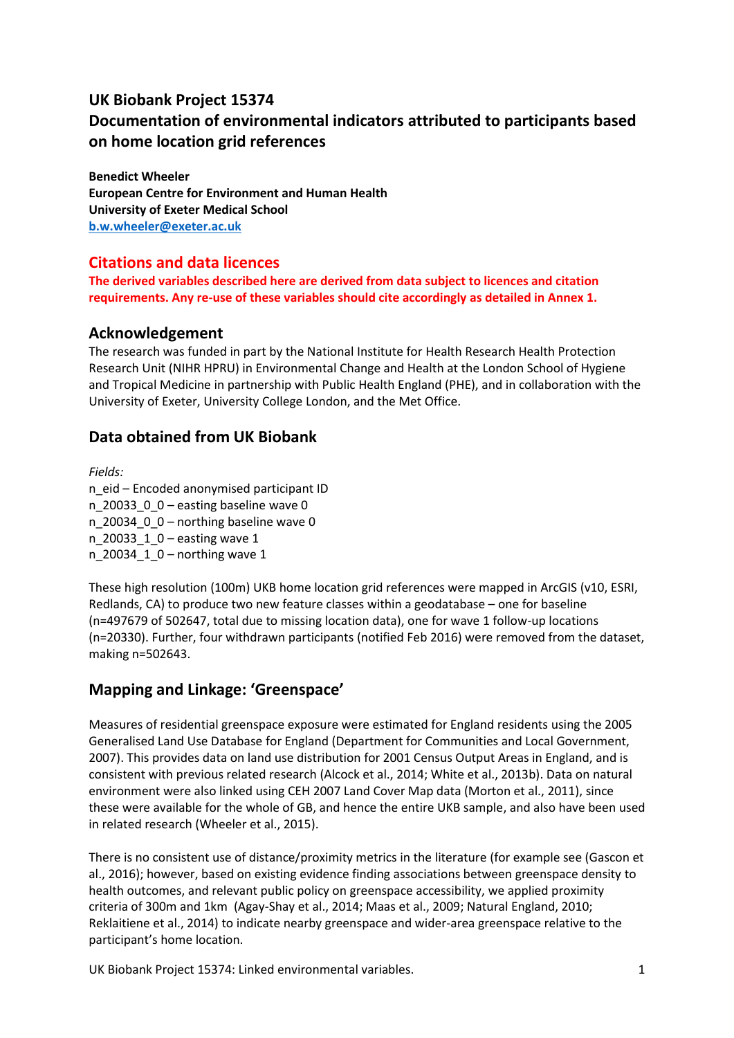# UK Biobank Project 15374
# Documentation of environmental indicators attributed to participants based on home location grid references

**Benedict Wheeler**
**European Centre for Environment and Human Health**
**University of Exeter Medical School**
**b.w.wheeler@exeter.ac.uk**

## Citations and data licences

**The derived variables described here are derived from data subject to licences and citation requirements. Any re-use of these variables should cite accordingly as detailed in Annex 1.**

## Acknowledgement

The research was funded in part by the National Institute for Health Research Health Protection Research Unit (NIHR HPRU) in Environmental Change and Health at the London School of Hygiene and Tropical Medicine in partnership with Public Health England (PHE), and in collaboration with the University of Exeter, University College London, and the Met Office.

## Data obtained from UK Biobank

*Fields:*
n_eid – Encoded anonymised participant ID
n_20033_0_0 – easting baseline wave 0
n_20034_0_0 – northing baseline wave 0
n_20033_1_0 – easting wave 1
n_20034_1_0 – northing wave 1

These high resolution (100m) UKB home location grid references were mapped in ArcGIS (v10, ESRI, Redlands, CA) to produce two new feature classes within a geodatabase – one for baseline (n=497679 of 502647, total due to missing location data), one for wave 1 follow-up locations (n=20330). Further, four withdrawn participants (notified Feb 2016) were removed from the dataset, making n=502643.

## Mapping and Linkage: 'Greenspace'

Measures of residential greenspace exposure were estimated for England residents using the 2005 Generalised Land Use Database for England (Department for Communities and Local Government, 2007). This provides data on land use distribution for 2001 Census Output Areas in England, and is consistent with previous related research (Alcock et al., 2014; White et al., 2013b). Data on natural environment were also linked using CEH 2007 Land Cover Map data (Morton et al., 2011), since these were available for the whole of GB, and hence the entire UKB sample, and also have been used in related research (Wheeler et al., 2015).

There is no consistent use of distance/proximity metrics in the literature (for example see (Gascon et al., 2016); however, based on existing evidence finding associations between greenspace density to health outcomes, and relevant public policy on greenspace accessibility, we applied proximity criteria of 300m and 1km (Agay-Shay et al., 2014; Maas et al., 2009; Natural England, 2010; Reklaitiene et al., 2014) to indicate nearby greenspace and wider-area greenspace relative to the participant's home location.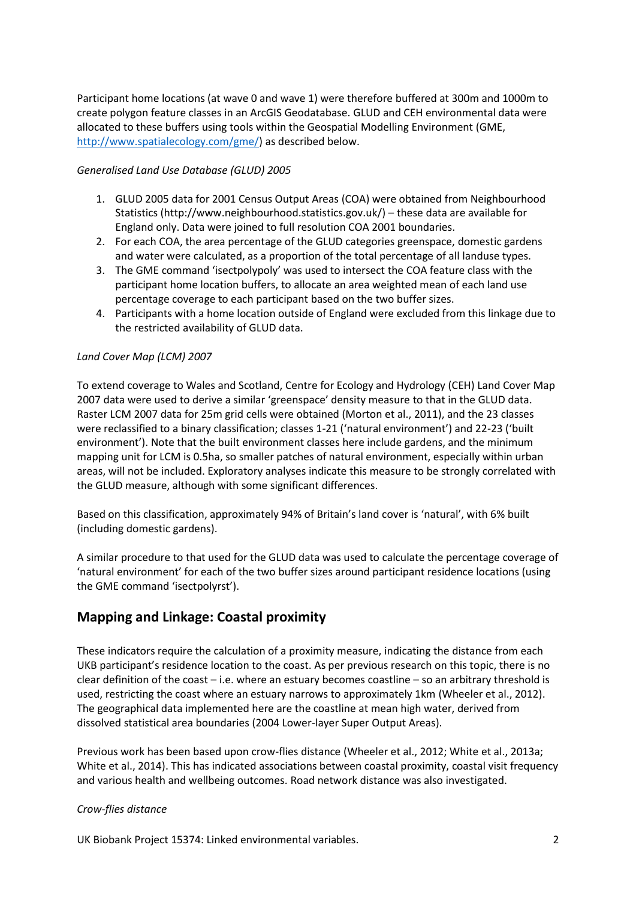Participant home locations (at wave 0 and wave 1) were therefore buffered at 300m and 1000m to create polygon feature classes in an ArcGIS Geodatabase. GLUD and CEH environmental data were allocated to these buffers using tools within the Geospatial Modelling Environment (GME, http://www.spatialecology.com/gme/) as described below.

*Generalised Land Use Database (GLUD) 2005*

1. GLUD 2005 data for 2001 Census Output Areas (COA) were obtained from Neighbourhood Statistics (http://www.neighbourhood.statistics.gov.uk/) – these data are available for England only. Data were joined to full resolution COA 2001 boundaries.
2. For each COA, the area percentage of the GLUD categories greenspace, domestic gardens and water were calculated, as a proportion of the total percentage of all landuse types.
3. The GME command 'isectpolypoly' was used to intersect the COA feature class with the participant home location buffers, to allocate an area weighted mean of each land use percentage coverage to each participant based on the two buffer sizes.
4. Participants with a home location outside of England were excluded from this linkage due to the restricted availability of GLUD data.

*Land Cover Map (LCM) 2007*

To extend coverage to Wales and Scotland, Centre for Ecology and Hydrology (CEH) Land Cover Map 2007 data were used to derive a similar 'greenspace' density measure to that in the GLUD data. Raster LCM 2007 data for 25m grid cells were obtained (Morton et al., 2011), and the 23 classes were reclassified to a binary classification; classes 1-21 ('natural environment') and 22-23 ('built environment'). Note that the built environment classes here include gardens, and the minimum mapping unit for LCM is 0.5ha, so smaller patches of natural environment, especially within urban areas, will not be included. Exploratory analyses indicate this measure to be strongly correlated with the GLUD measure, although with some significant differences.

Based on this classification, approximately 94% of Britain's land cover is 'natural', with 6% built (including domestic gardens).

A similar procedure to that used for the GLUD data was used to calculate the percentage coverage of 'natural environment' for each of the two buffer sizes around participant residence locations (using the GME command 'isectpolyrst').

## Mapping and Linkage: Coastal proximity

These indicators require the calculation of a proximity measure, indicating the distance from each UKB participant's residence location to the coast. As per previous research on this topic, there is no clear definition of the coast – i.e. where an estuary becomes coastline – so an arbitrary threshold is used, restricting the coast where an estuary narrows to approximately 1km (Wheeler et al., 2012). The geographical data implemented here are the coastline at mean high water, derived from dissolved statistical area boundaries (2004 Lower-layer Super Output Areas).

Previous work has been based upon crow-flies distance (Wheeler et al., 2012; White et al., 2013a; White et al., 2014). This has indicated associations between coastal proximity, coastal visit frequency and various health and wellbeing outcomes. Road network distance was also investigated.

*Crow-flies distance*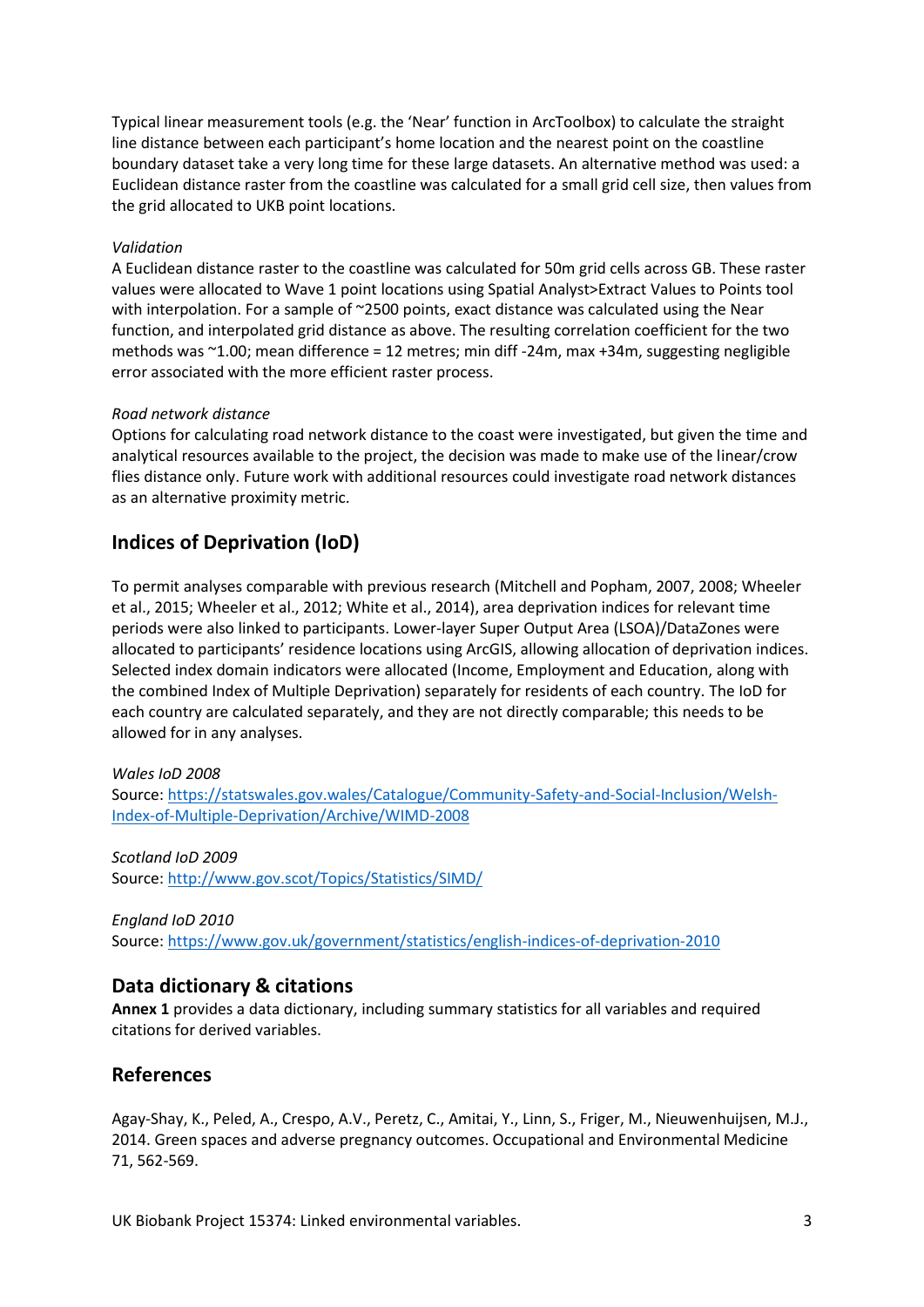Typical linear measurement tools (e.g. the 'Near' function in ArcToolbox) to calculate the straight line distance between each participant's home location and the nearest point on the coastline boundary dataset take a very long time for these large datasets. An alternative method was used: a Euclidean distance raster from the coastline was calculated for a small grid cell size, then values from the grid allocated to UKB point locations.

*Validation*
A Euclidean distance raster to the coastline was calculated for 50m grid cells across GB. These raster values were allocated to Wave 1 point locations using Spatial Analyst>Extract Values to Points tool with interpolation. For a sample of ~2500 points, exact distance was calculated using the Near function, and interpolated grid distance as above. The resulting correlation coefficient for the two methods was ~1.00; mean difference = 12 metres; min diff -24m, max +34m, suggesting negligible error associated with the more efficient raster process.

*Road network distance*
Options for calculating road network distance to the coast were investigated, but given the time and analytical resources available to the project, the decision was made to make use of the linear/crow flies distance only. Future work with additional resources could investigate road network distances as an alternative proximity metric.

## Indices of Deprivation (IoD)

To permit analyses comparable with previous research (Mitchell and Popham, 2007, 2008; Wheeler et al., 2015; Wheeler et al., 2012; White et al., 2014), area deprivation indices for relevant time periods were also linked to participants. Lower-layer Super Output Area (LSOA)/DataZones were allocated to participants' residence locations using ArcGIS, allowing allocation of deprivation indices. Selected index domain indicators were allocated (Income, Employment and Education, along with the combined Index of Multiple Deprivation) separately for residents of each country. The IoD for each country are calculated separately, and they are not directly comparable; this needs to be allowed for in any analyses.

*Wales IoD 2008*
Source: https://statswales.gov.wales/Catalogue/Community-Safety-and-Social-Inclusion/Welsh-Index-of-Multiple-Deprivation/Archive/WIMD-2008

*Scotland IoD 2009*
Source: http://www.gov.scot/Topics/Statistics/SIMD/

*England IoD 2010*
Source: https://www.gov.uk/government/statistics/english-indices-of-deprivation-2010

## Data dictionary & citations

**Annex 1** provides a data dictionary, including summary statistics for all variables and required citations for derived variables.

## References

Agay-Shay, K., Peled, A., Crespo, A.V., Peretz, C., Amitai, Y., Linn, S., Friger, M., Nieuwenhuijsen, M.J., 2014. Green spaces and adverse pregnancy outcomes. Occupational and Environmental Medicine 71, 562-569.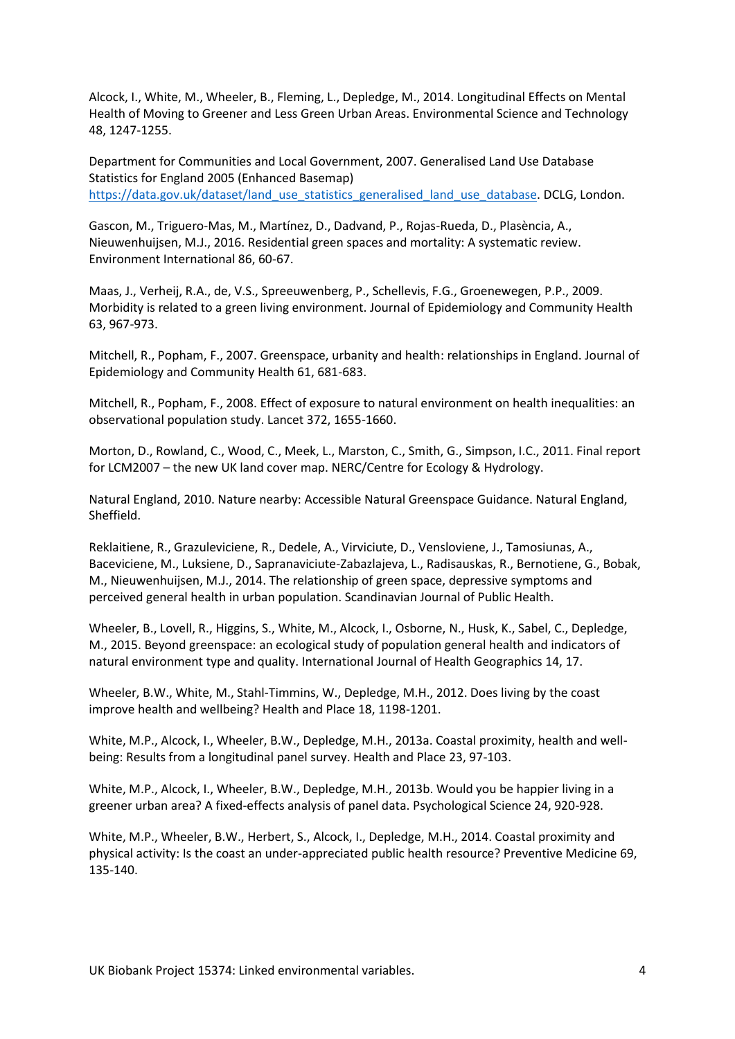Alcock, I., White, M., Wheeler, B., Fleming, L., Depledge, M., 2014. Longitudinal Effects on Mental Health of Moving to Greener and Less Green Urban Areas. Environmental Science and Technology 48, 1247-1255.

Department for Communities and Local Government, 2007. Generalised Land Use Database Statistics for England 2005 (Enhanced Basemap) https://data.gov.uk/dataset/land_use_statistics_generalised_land_use_database. DCLG, London.

Gascon, M., Triguero-Mas, M., Martínez, D., Dadvand, P., Rojas-Rueda, D., Plasència, A., Nieuwenhuijsen, M.J., 2016. Residential green spaces and mortality: A systematic review. Environment International 86, 60-67.

Maas, J., Verheij, R.A., de, V.S., Spreeuwenberg, P., Schellevis, F.G., Groenewegen, P.P., 2009. Morbidity is related to a green living environment. Journal of Epidemiology and Community Health 63, 967-973.

Mitchell, R., Popham, F., 2007. Greenspace, urbanity and health: relationships in England. Journal of Epidemiology and Community Health 61, 681-683.

Mitchell, R., Popham, F., 2008. Effect of exposure to natural environment on health inequalities: an observational population study. Lancet 372, 1655-1660.

Morton, D., Rowland, C., Wood, C., Meek, L., Marston, C., Smith, G., Simpson, I.C., 2011. Final report for LCM2007 – the new UK land cover map. NERC/Centre for Ecology & Hydrology.

Natural England, 2010. Nature nearby: Accessible Natural Greenspace Guidance. Natural England, Sheffield.

Reklaitiene, R., Grazuleviciene, R., Dedele, A., Virviciute, D., Vensloviene, J., Tamosiunas, A., Baceviciene, M., Luksiene, D., Sapranaviciute-Zabazlajeva, L., Radisauskas, R., Bernotiene, G., Bobak, M., Nieuwenhuijsen, M.J., 2014. The relationship of green space, depressive symptoms and perceived general health in urban population. Scandinavian Journal of Public Health.

Wheeler, B., Lovell, R., Higgins, S., White, M., Alcock, I., Osborne, N., Husk, K., Sabel, C., Depledge, M., 2015. Beyond greenspace: an ecological study of population general health and indicators of natural environment type and quality. International Journal of Health Geographics 14, 17.

Wheeler, B.W., White, M., Stahl-Timmins, W., Depledge, M.H., 2012. Does living by the coast improve health and wellbeing? Health and Place 18, 1198-1201.

White, M.P., Alcock, I., Wheeler, B.W., Depledge, M.H., 2013a. Coastal proximity, health and well-being: Results from a longitudinal panel survey. Health and Place 23, 97-103.

White, M.P., Alcock, I., Wheeler, B.W., Depledge, M.H., 2013b. Would you be happier living in a greener urban area? A fixed-effects analysis of panel data. Psychological Science 24, 920-928.

White, M.P., Wheeler, B.W., Herbert, S., Alcock, I., Depledge, M.H., 2014. Coastal proximity and physical activity: Is the coast an under-appreciated public health resource? Preventive Medicine 69, 135-140.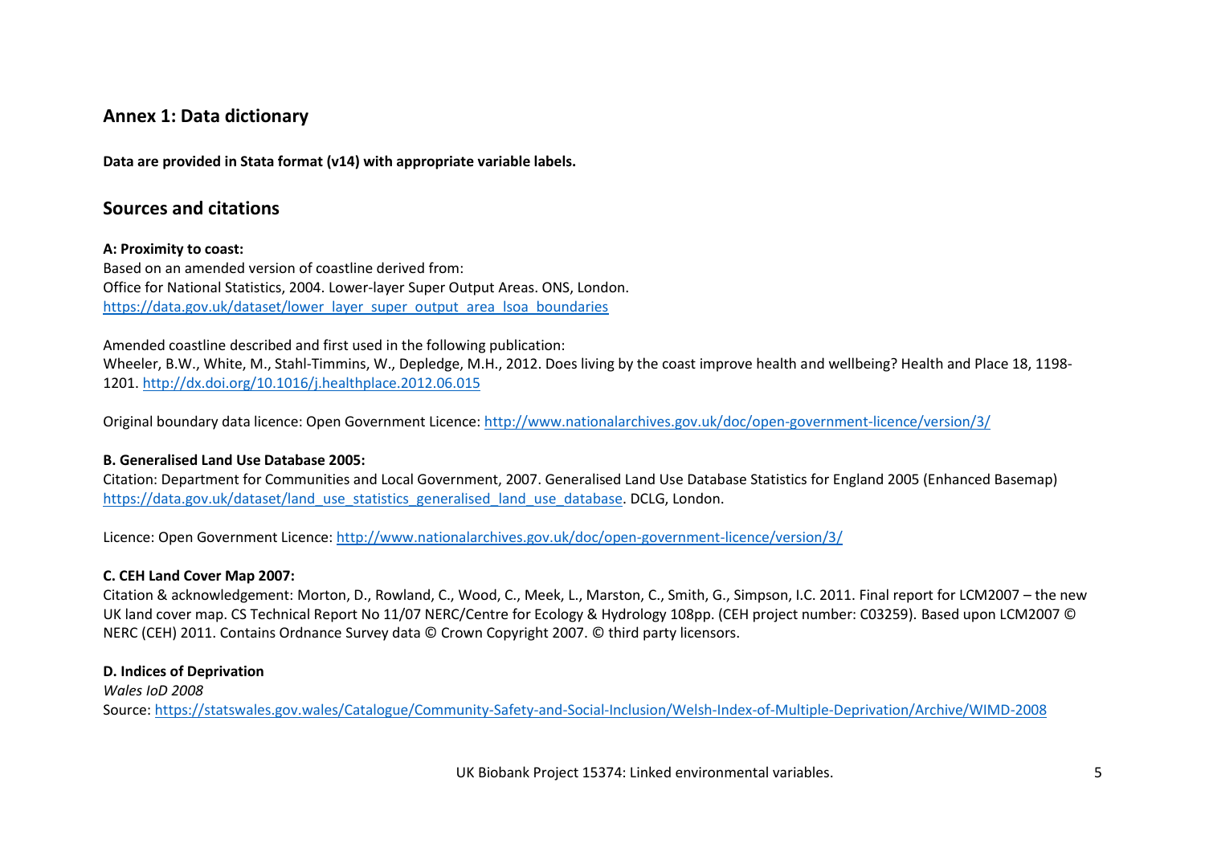## Annex 1: Data dictionary

**Data are provided in Stata format (v14) with appropriate variable labels.**

## Sources and citations

**A: Proximity to coast:**
Based on an amended version of coastline derived from:
Office for National Statistics, 2004. Lower-layer Super Output Areas. ONS, London.
https://data.gov.uk/dataset/lower_layer_super_output_area_lsoa_boundaries

Amended coastline described and first used in the following publication:
Wheeler, B.W., White, M., Stahl-Timmins, W., Depledge, M.H., 2012. Does living by the coast improve health and wellbeing? Health and Place 18, 1198-1201. http://dx.doi.org/10.1016/j.healthplace.2012.06.015

Original boundary data licence: Open Government Licence: http://www.nationalarchives.gov.uk/doc/open-government-licence/version/3/

**B. Generalised Land Use Database 2005:**
Citation: Department for Communities and Local Government, 2007. Generalised Land Use Database Statistics for England 2005 (Enhanced Basemap) https://data.gov.uk/dataset/land_use_statistics_generalised_land_use_database. DCLG, London.

Licence: Open Government Licence: http://www.nationalarchives.gov.uk/doc/open-government-licence/version/3/

**C. CEH Land Cover Map 2007:**
Citation & acknowledgement: Morton, D., Rowland, C., Wood, C., Meek, L., Marston, C., Smith, G., Simpson, I.C. 2011. Final report for LCM2007 – the new UK land cover map. CS Technical Report No 11/07 NERC/Centre for Ecology & Hydrology 108pp. (CEH project number: C03259). Based upon LCM2007 © NERC (CEH) 2011. Contains Ordnance Survey data © Crown Copyright 2007. © third party licensors.

**D. Indices of Deprivation**

*Wales IoD 2008*

Source: https://statswales.gov.wales/Catalogue/Community-Safety-and-Social-Inclusion/Welsh-Index-of-Multiple-Deprivation/Archive/WIMD-2008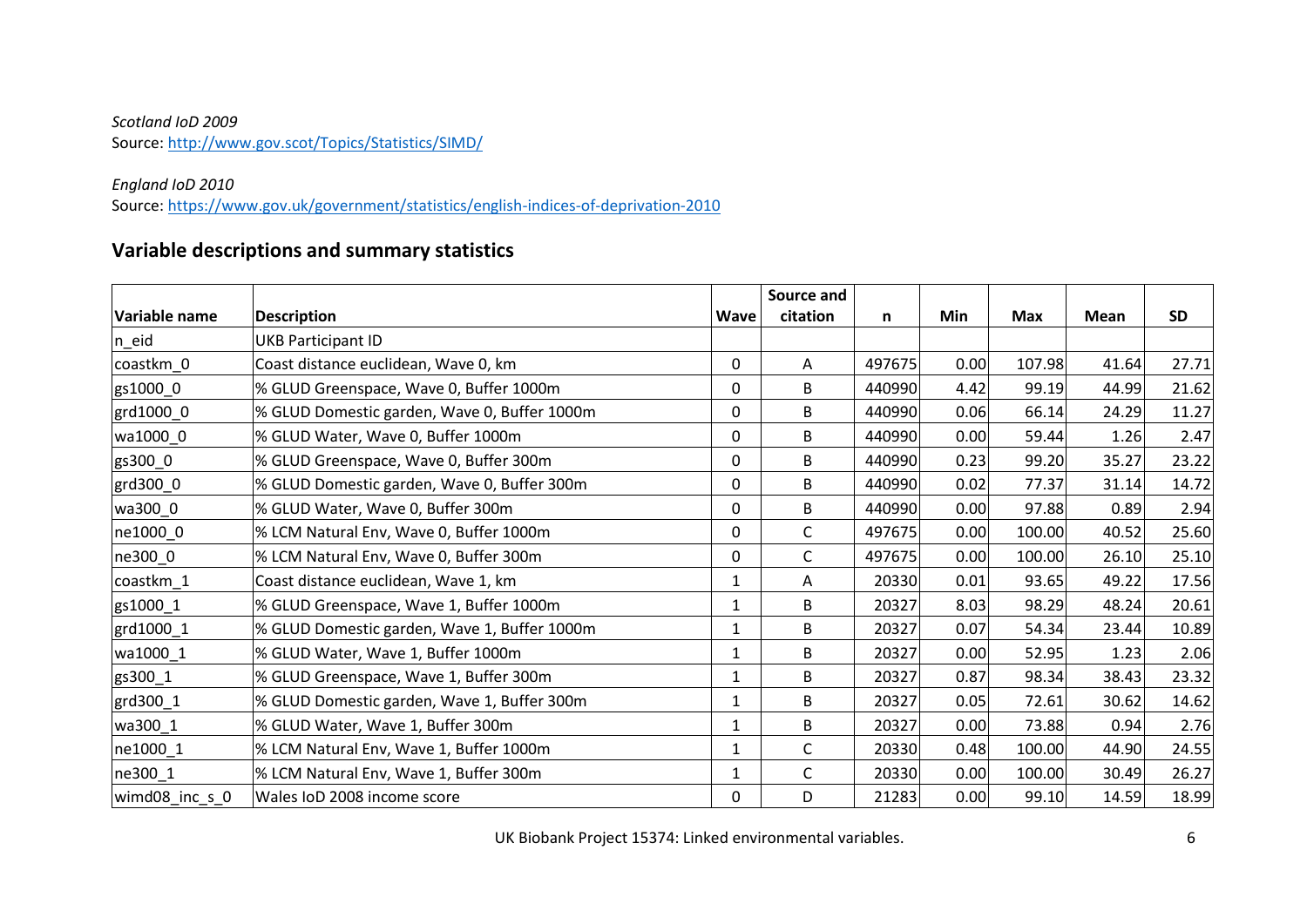*Scotland IoD 2009*
Source: http://www.gov.scot/Topics/Statistics/SIMD/

*England IoD 2010*
Source: https://www.gov.uk/government/statistics/english-indices-of-deprivation-2010

## Variable descriptions and summary statistics

| Variable name | Description | Wave | Source and citation | n | Min | Max | Mean | SD |
|---|---|---|---|---|---|---|---|---|
| n_eid | UKB Participant ID | | | | | | | |
| coastkm_0 | Coast distance euclidean, Wave 0, km | 0 | A | 497675 | 0.00 | 107.98 | 41.64 | 27.71 |
| gs1000_0 | % GLUD Greenspace, Wave 0, Buffer 1000m | 0 | B | 440990 | 4.42 | 99.19 | 44.99 | 21.62 |
| grd1000_0 | % GLUD Domestic garden, Wave 0, Buffer 1000m | 0 | B | 440990 | 0.06 | 66.14 | 24.29 | 11.27 |
| wa1000_0 | % GLUD Water, Wave 0, Buffer 1000m | 0 | B | 440990 | 0.00 | 59.44 | 1.26 | 2.47 |
| gs300_0 | % GLUD Greenspace, Wave 0, Buffer 300m | 0 | B | 440990 | 0.23 | 99.20 | 35.27 | 23.22 |
| grd300_0 | % GLUD Domestic garden, Wave 0, Buffer 300m | 0 | B | 440990 | 0.02 | 77.37 | 31.14 | 14.72 |
| wa300_0 | % GLUD Water, Wave 0, Buffer 300m | 0 | B | 440990 | 0.00 | 97.88 | 0.89 | 2.94 |
| ne1000_0 | % LCM Natural Env, Wave 0, Buffer 1000m | 0 | C | 497675 | 0.00 | 100.00 | 40.52 | 25.60 |
| ne300_0 | % LCM Natural Env, Wave 0, Buffer 300m | 0 | C | 497675 | 0.00 | 100.00 | 26.10 | 25.10 |
| coastkm_1 | Coast distance euclidean, Wave 1, km | 1 | A | 20330 | 0.01 | 93.65 | 49.22 | 17.56 |
| gs1000_1 | % GLUD Greenspace, Wave 1, Buffer 1000m | 1 | B | 20327 | 8.03 | 98.29 | 48.24 | 20.61 |
| grd1000_1 | % GLUD Domestic garden, Wave 1, Buffer 1000m | 1 | B | 20327 | 0.07 | 54.34 | 23.44 | 10.89 |
| wa1000_1 | % GLUD Water, Wave 1, Buffer 1000m | 1 | B | 20327 | 0.00 | 52.95 | 1.23 | 2.06 |
| gs300_1 | % GLUD Greenspace, Wave 1, Buffer 300m | 1 | B | 20327 | 0.87 | 98.34 | 38.43 | 23.32 |
| grd300_1 | % GLUD Domestic garden, Wave 1, Buffer 300m | 1 | B | 20327 | 0.05 | 72.61 | 30.62 | 14.62 |
| wa300_1 | % GLUD Water, Wave 1, Buffer 300m | 1 | B | 20327 | 0.00 | 73.88 | 0.94 | 2.76 |
| ne1000_1 | % LCM Natural Env, Wave 1, Buffer 1000m | 1 | C | 20330 | 0.48 | 100.00 | 44.90 | 24.55 |
| ne300_1 | % LCM Natural Env, Wave 1, Buffer 300m | 1 | C | 20330 | 0.00 | 100.00 | 30.49 | 26.27 |
| wimd08_inc_s_0 | Wales IoD 2008 income score | 0 | D | 21283 | 0.00 | 99.10 | 14.59 | 18.99 |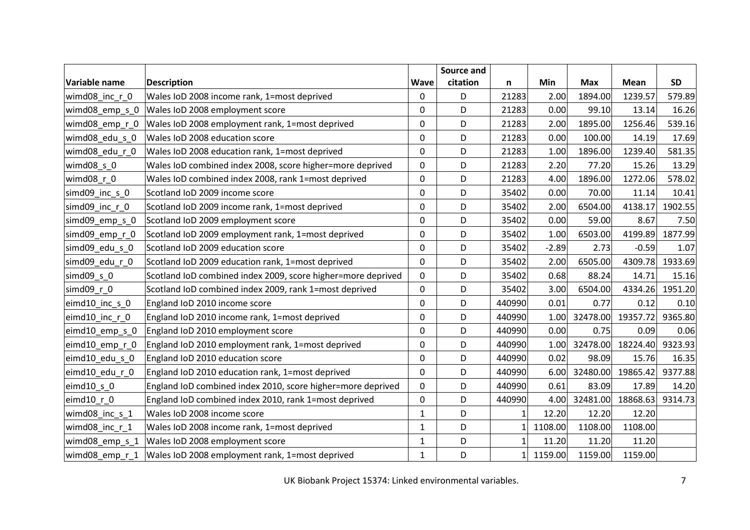| Variable name | Description | Wave | Source and citation | n | Min | Max | Mean | SD |
|---|---|---|---|---|---|---|---|---|
| wimd08_inc_r_0 | Wales IoD 2008 income rank, 1=most deprived | 0 | D | 21283 | 2.00 | 1894.00 | 1239.57 | 579.89 |
| wimd08_emp_s_0 | Wales IoD 2008 employment score | 0 | D | 21283 | 0.00 | 99.10 | 13.14 | 16.26 |
| wimd08_emp_r_0 | Wales IoD 2008 employment rank, 1=most deprived | 0 | D | 21283 | 2.00 | 1895.00 | 1256.46 | 539.16 |
| wimd08_edu_s_0 | Wales IoD 2008 education score | 0 | D | 21283 | 0.00 | 100.00 | 14.19 | 17.69 |
| wimd08_edu_r_0 | Wales IoD 2008 education rank, 1=most deprived | 0 | D | 21283 | 1.00 | 1896.00 | 1239.40 | 581.35 |
| wimd08_s_0 | Wales IoD combined index 2008, score higher=more deprived | 0 | D | 21283 | 2.20 | 77.20 | 15.26 | 13.29 |
| wimd08_r_0 | Wales IoD combined index 2008, rank 1=most deprived | 0 | D | 21283 | 4.00 | 1896.00 | 1272.06 | 578.02 |
| simd09_inc_s_0 | Scotland IoD 2009 income score | 0 | D | 35402 | 0.00 | 70.00 | 11.14 | 10.41 |
| simd09_inc_r_0 | Scotland IoD 2009 income rank, 1=most deprived | 0 | D | 35402 | 2.00 | 6504.00 | 4138.17 | 1902.55 |
| simd09_emp_s_0 | Scotland IoD 2009 employment score | 0 | D | 35402 | 0.00 | 59.00 | 8.67 | 7.50 |
| simd09_emp_r_0 | Scotland IoD 2009 employment rank, 1=most deprived | 0 | D | 35402 | 1.00 | 6503.00 | 4199.89 | 1877.99 |
| simd09_edu_s_0 | Scotland IoD 2009 education score | 0 | D | 35402 | -2.89 | 2.73 | -0.59 | 1.07 |
| simd09_edu_r_0 | Scotland IoD 2009 education rank, 1=most deprived | 0 | D | 35402 | 2.00 | 6505.00 | 4309.78 | 1933.69 |
| simd09_s_0 | Scotland IoD combined index 2009, score higher=more deprived | 0 | D | 35402 | 0.68 | 88.24 | 14.71 | 15.16 |
| simd09_r_0 | Scotland IoD combined index 2009, rank 1=most deprived | 0 | D | 35402 | 3.00 | 6504.00 | 4334.26 | 1951.20 |
| eimd10_inc_s_0 | England IoD 2010 income score | 0 | D | 440990 | 0.01 | 0.77 | 0.12 | 0.10 |
| eimd10_inc_r_0 | England IoD 2010 income rank, 1=most deprived | 0 | D | 440990 | 1.00 | 32478.00 | 19357.72 | 9365.80 |
| eimd10_emp_s_0 | England IoD 2010 employment score | 0 | D | 440990 | 0.00 | 0.75 | 0.09 | 0.06 |
| eimd10_emp_r_0 | England IoD 2010 employment rank, 1=most deprived | 0 | D | 440990 | 1.00 | 32478.00 | 18224.40 | 9323.93 |
| eimd10_edu_s_0 | England IoD 2010 education score | 0 | D | 440990 | 0.02 | 98.09 | 15.76 | 16.35 |
| eimd10_edu_r_0 | England IoD 2010 education rank, 1=most deprived | 0 | D | 440990 | 6.00 | 32480.00 | 19865.42 | 9377.88 |
| eimd10_s_0 | England IoD combined index 2010, score higher=more deprived | 0 | D | 440990 | 0.61 | 83.09 | 17.89 | 14.20 |
| eimd10_r_0 | England IoD combined index 2010, rank 1=most deprived | 0 | D | 440990 | 4.00 | 32481.00 | 18868.63 | 9314.73 |
| wimd08_inc_s_1 | Wales IoD 2008 income score | 1 | D | 1 | 12.20 | 12.20 | 12.20 | |
| wimd08_inc_r_1 | Wales IoD 2008 income rank, 1=most deprived | 1 | D | 1 | 1108.00 | 1108.00 | 1108.00 | |
| wimd08_emp_s_1 | Wales IoD 2008 employment score | 1 | D | 1 | 11.20 | 11.20 | 11.20 | |
| wimd08_emp_r_1 | Wales IoD 2008 employment rank, 1=most deprived | 1 | D | 1 | 1159.00 | 1159.00 | 1159.00 | |

UK Biobank Project 15374: Linked environmental variables.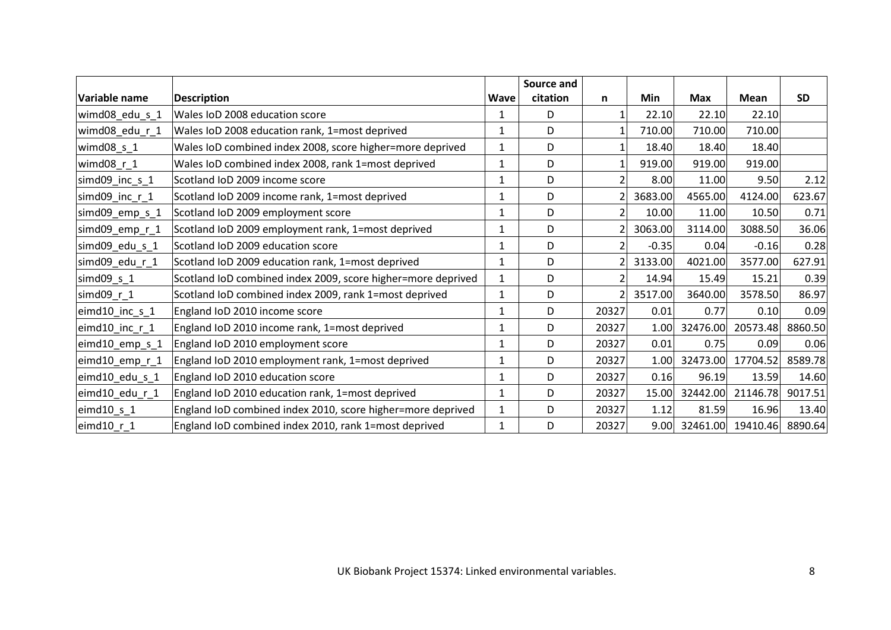| Variable name | Description | Wave | Source and citation | n | Min | Max | Mean | SD |
|---|---|---|---|---|---|---|---|---|
| wimd08_edu_s_1 | Wales IoD 2008 education score | 1 | D | 1 | 22.10 | 22.10 | 22.10 | |
| wimd08_edu_r_1 | Wales IoD 2008 education rank, 1=most deprived | 1 | D | 1 | 710.00 | 710.00 | 710.00 | |
| wimd08_s_1 | Wales IoD combined index 2008, score higher=more deprived | 1 | D | 1 | 18.40 | 18.40 | 18.40 | |
| wimd08_r_1 | Wales IoD combined index 2008, rank 1=most deprived | 1 | D | 1 | 919.00 | 919.00 | 919.00 | |
| simd09_inc_s_1 | Scotland IoD 2009 income score | 1 | D | 2 | 8.00 | 11.00 | 9.50 | 2.12 |
| simd09_inc_r_1 | Scotland IoD 2009 income rank, 1=most deprived | 1 | D | 2 | 3683.00 | 4565.00 | 4124.00 | 623.67 |
| simd09_emp_s_1 | Scotland IoD 2009 employment score | 1 | D | 2 | 10.00 | 11.00 | 10.50 | 0.71 |
| simd09_emp_r_1 | Scotland IoD 2009 employment rank, 1=most deprived | 1 | D | 2 | 3063.00 | 3114.00 | 3088.50 | 36.06 |
| simd09_edu_s_1 | Scotland IoD 2009 education score | 1 | D | 2 | -0.35 | 0.04 | -0.16 | 0.28 |
| simd09_edu_r_1 | Scotland IoD 2009 education rank, 1=most deprived | 1 | D | 2 | 3133.00 | 4021.00 | 3577.00 | 627.91 |
| simd09_s_1 | Scotland IoD combined index 2009, score higher=more deprived | 1 | D | 2 | 14.94 | 15.49 | 15.21 | 0.39 |
| simd09_r_1 | Scotland IoD combined index 2009, rank 1=most deprived | 1 | D | 2 | 3517.00 | 3640.00 | 3578.50 | 86.97 |
| eimd10_inc_s_1 | England IoD 2010 income score | 1 | D | 20327 | 0.01 | 0.77 | 0.10 | 0.09 |
| eimd10_inc_r_1 | England IoD 2010 income rank, 1=most deprived | 1 | D | 20327 | 1.00 | 32476.00 | 20573.48 | 8860.50 |
| eimd10_emp_s_1 | England IoD 2010 employment score | 1 | D | 20327 | 0.01 | 0.75 | 0.09 | 0.06 |
| eimd10_emp_r_1 | England IoD 2010 employment rank, 1=most deprived | 1 | D | 20327 | 1.00 | 32473.00 | 17704.52 | 8589.78 |
| eimd10_edu_s_1 | England IoD 2010 education score | 1 | D | 20327 | 0.16 | 96.19 | 13.59 | 14.60 |
| eimd10_edu_r_1 | England IoD 2010 education rank, 1=most deprived | 1 | D | 20327 | 15.00 | 32442.00 | 21146.78 | 9017.51 |
| eimd10_s_1 | England IoD combined index 2010, score higher=more deprived | 1 | D | 20327 | 1.12 | 81.59 | 16.96 | 13.40 |
| eimd10_r_1 | England IoD combined index 2010, rank 1=most deprived | 1 | D | 20327 | 9.00 | 32461.00 | 19410.46 | 8890.64 |